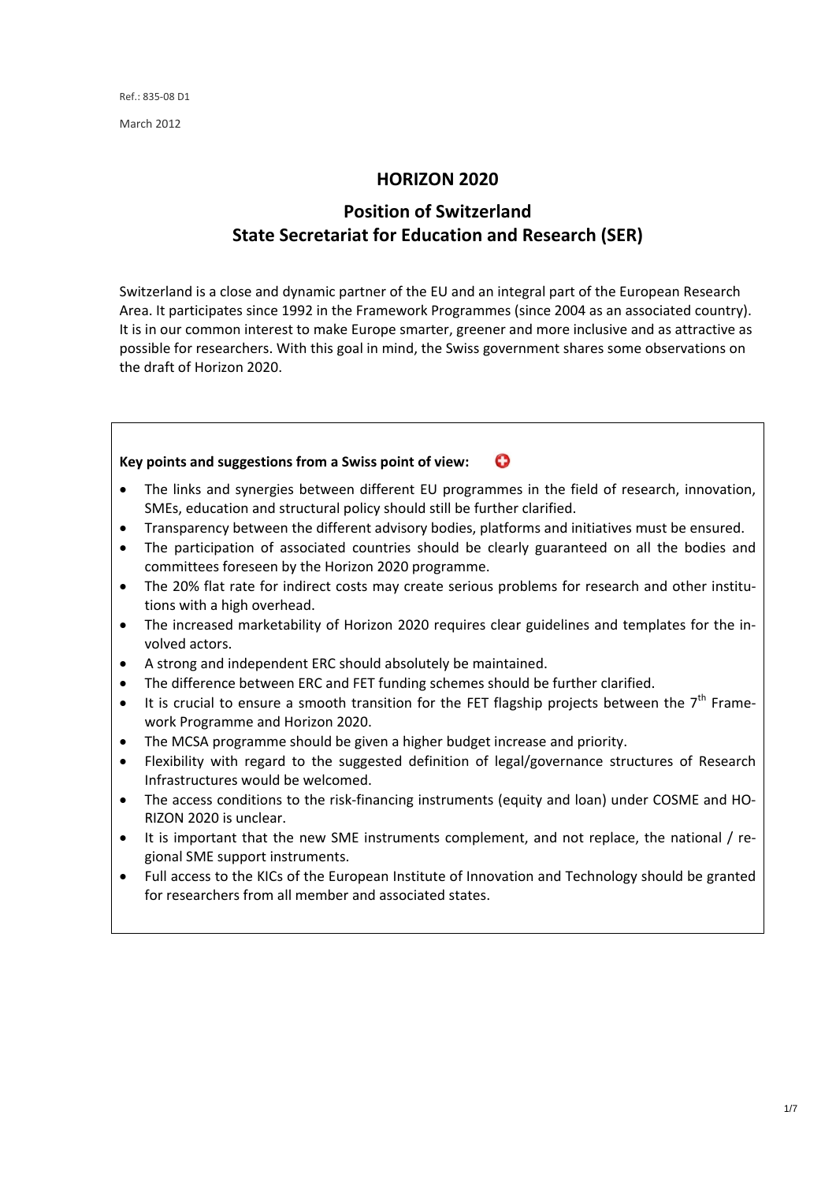Ref.: 835-08 D1

March 2012

# HORIZON 2020

## Position of Switzerland
## State Secretariat for Education and Research (SER)

Switzerland is a close and dynamic partner of the EU and an integral part of the European Research Area. It participates since 1992 in the Framework Programmes (since 2004 as an associated country). It is in our common interest to make Europe smarter, greener and more inclusive and as attractive as possible for researchers. With this goal in mind, the Swiss government shares some observations on the draft of Horizon 2020.

**Key points and suggestions from a Swiss point of view:**

- The links and synergies between different EU programmes in the field of research, innovation, SMEs, education and structural policy should still be further clarified.
- Transparency between the different advisory bodies, platforms and initiatives must be ensured.
- The participation of associated countries should be clearly guaranteed on all the bodies and committees foreseen by the Horizon 2020 programme.
- The 20% flat rate for indirect costs may create serious problems for research and other institutions with a high overhead.
- The increased marketability of Horizon 2020 requires clear guidelines and templates for the involved actors.
- A strong and independent ERC should absolutely be maintained.
- The difference between ERC and FET funding schemes should be further clarified.
- It is crucial to ensure a smooth transition for the FET flagship projects between the 7th Framework Programme and Horizon 2020.
- The MCSA programme should be given a higher budget increase and priority.
- Flexibility with regard to the suggested definition of legal/governance structures of Research Infrastructures would be welcomed.
- The access conditions to the risk-financing instruments (equity and loan) under COSME and HORIZON 2020 is unclear.
- It is important that the new SME instruments complement, and not replace, the national / regional SME support instruments.
- Full access to the KICs of the European Institute of Innovation and Technology should be granted for researchers from all member and associated states.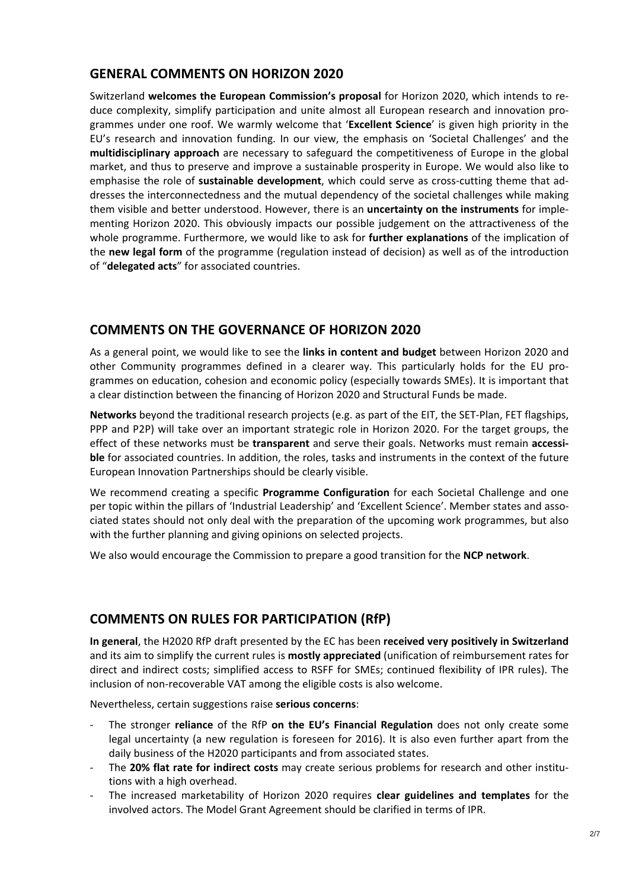## GENERAL COMMENTS ON HORIZON 2020

Switzerland **welcomes the European Commission's proposal** for Horizon 2020, which intends to reduce complexity, simplify participation and unite almost all European research and innovation programmes under one roof. We warmly welcome that '**Excellent Science**' is given high priority in the EU's research and innovation funding. In our view, the emphasis on 'Societal Challenges' and the **multidisciplinary approach** are necessary to safeguard the competitiveness of Europe in the global market, and thus to preserve and improve a sustainable prosperity in Europe. We would also like to emphasise the role of **sustainable development**, which could serve as cross-cutting theme that addresses the interconnectedness and the mutual dependency of the societal challenges while making them visible and better understood. However, there is an **uncertainty on the instruments** for implementing Horizon 2020. This obviously impacts our possible judgement on the attractiveness of the whole programme. Furthermore, we would like to ask for **further explanations** of the implication of the **new legal form** of the programme (regulation instead of decision) as well as of the introduction of "**delegated acts**" for associated countries.

## COMMENTS ON THE GOVERNANCE OF HORIZON 2020

As a general point, we would like to see the **links in content and budget** between Horizon 2020 and other Community programmes defined in a clearer way. This particularly holds for the EU programmes on education, cohesion and economic policy (especially towards SMEs). It is important that a clear distinction between the financing of Horizon 2020 and Structural Funds be made.

**Networks** beyond the traditional research projects (e.g. as part of the EIT, the SET-Plan, FET flagships, PPP and P2P) will take over an important strategic role in Horizon 2020. For the target groups, the effect of these networks must be **transparent** and serve their goals. Networks must remain **accessible** for associated countries. In addition, the roles, tasks and instruments in the context of the future European Innovation Partnerships should be clearly visible.

We recommend creating a specific **Programme Configuration** for each Societal Challenge and one per topic within the pillars of 'Industrial Leadership' and 'Excellent Science'. Member states and associated states should not only deal with the preparation of the upcoming work programmes, but also with the further planning and giving opinions on selected projects.

We also would encourage the Commission to prepare a good transition for the **NCP network**.

## COMMENTS ON RULES FOR PARTICIPATION (RfP)

**In general**, the H2020 RfP draft presented by the EC has been **received very positively in Switzerland** and its aim to simplify the current rules is **mostly appreciated** (unification of reimbursement rates for direct and indirect costs; simplified access to RSFF for SMEs; continued flexibility of IPR rules). The inclusion of non-recoverable VAT among the eligible costs is also welcome.

Nevertheless, certain suggestions raise **serious concerns**:

- The stronger **reliance** of the RfP **on the EU's Financial Regulation** does not only create some legal uncertainty (a new regulation is foreseen for 2016). It is also even further apart from the daily business of the H2020 participants and from associated states.
- The **20% flat rate for indirect costs** may create serious problems for research and other institutions with a high overhead.
- The increased marketability of Horizon 2020 requires **clear guidelines and templates** for the involved actors. The Model Grant Agreement should be clarified in terms of IPR.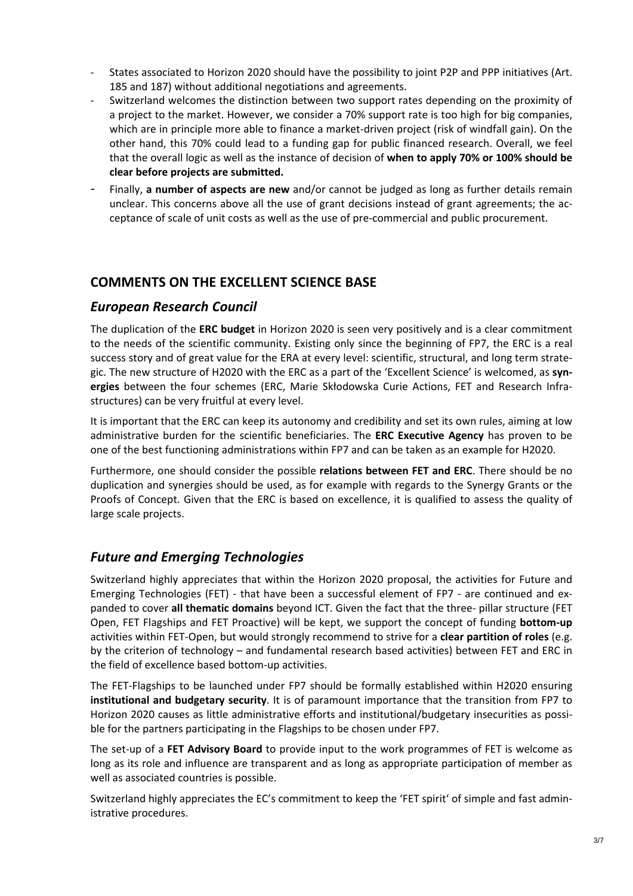- States associated to Horizon 2020 should have the possibility to joint P2P and PPP initiatives (Art. 185 and 187) without additional negotiations and agreements.
- Switzerland welcomes the distinction between two support rates depending on the proximity of a project to the market. However, we consider a 70% support rate is too high for big companies, which are in principle more able to finance a market-driven project (risk of windfall gain). On the other hand, this 70% could lead to a funding gap for public financed research. Overall, we feel that the overall logic as well as the instance of decision of **when to apply 70% or 100% should be clear before projects are submitted.**
- Finally, **a number of aspects are new** and/or cannot be judged as long as further details remain unclear. This concerns above all the use of grant decisions instead of grant agreements; the acceptance of scale of unit costs as well as the use of pre-commercial and public procurement.

## COMMENTS ON THE EXCELLENT SCIENCE BASE

### *European Research Council*

The duplication of the **ERC budget** in Horizon 2020 is seen very positively and is a clear commitment to the needs of the scientific community. Existing only since the beginning of FP7, the ERC is a real success story and of great value for the ERA at every level: scientific, structural, and long term strategic. The new structure of H2020 with the ERC as a part of the 'Excellent Science' is welcomed, as **synergies** between the four schemes (ERC, Marie Skłodowska Curie Actions, FET and Research Infrastructures) can be very fruitful at every level.

It is important that the ERC can keep its autonomy and credibility and set its own rules, aiming at low administrative burden for the scientific beneficiaries. The **ERC Executive Agency** has proven to be one of the best functioning administrations within FP7 and can be taken as an example for H2020.

Furthermore, one should consider the possible **relations between FET and ERC**. There should be no duplication and synergies should be used, as for example with regards to the Synergy Grants or the Proofs of Concept. Given that the ERC is based on excellence, it is qualified to assess the quality of large scale projects.

### *Future and Emerging Technologies*

Switzerland highly appreciates that within the Horizon 2020 proposal, the activities for Future and Emerging Technologies (FET) - that have been a successful element of FP7 - are continued and expanded to cover **all thematic domains** beyond ICT. Given the fact that the three- pillar structure (FET Open, FET Flagships and FET Proactive) will be kept, we support the concept of funding **bottom-up** activities within FET-Open, but would strongly recommend to strive for a **clear partition of roles** (e.g. by the criterion of technology – and fundamental research based activities) between FET and ERC in the field of excellence based bottom-up activities.

The FET-Flagships to be launched under FP7 should be formally established within H2020 ensuring **institutional and budgetary security**. It is of paramount importance that the transition from FP7 to Horizon 2020 causes as little administrative efforts and institutional/budgetary insecurities as possible for the partners participating in the Flagships to be chosen under FP7.

The set-up of a **FET Advisory Board** to provide input to the work programmes of FET is welcome as long as its role and influence are transparent and as long as appropriate participation of member as well as associated countries is possible.

Switzerland highly appreciates the EC's commitment to keep the 'FET spirit' of simple and fast administrative procedures.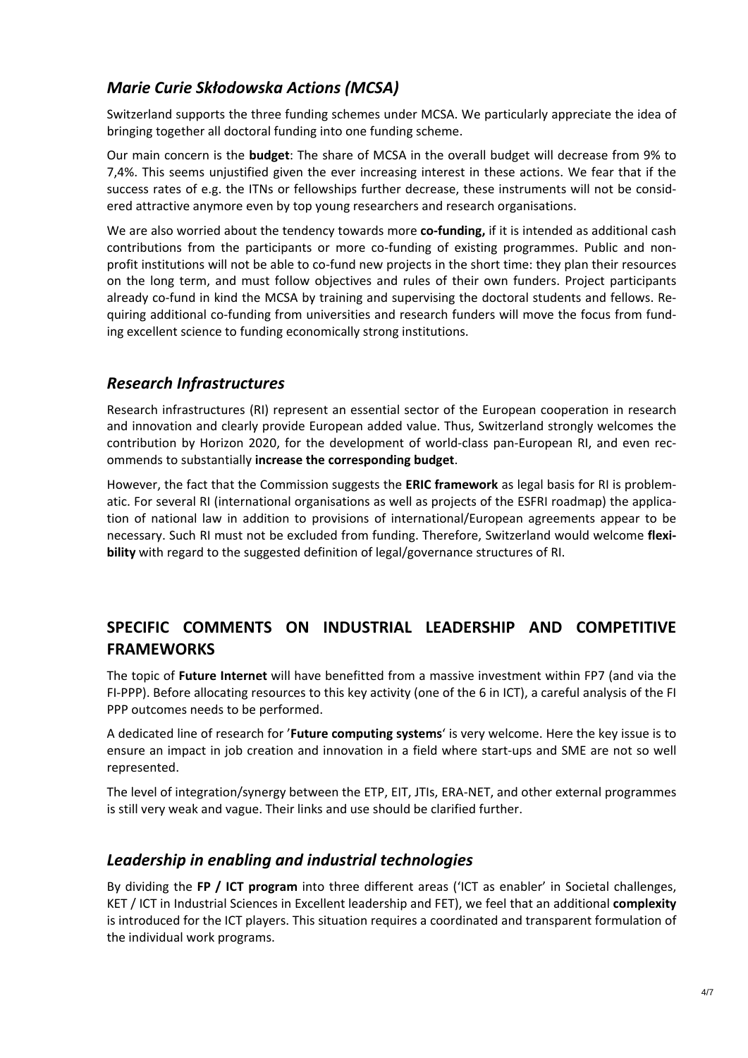## *Marie Curie Skłodowska Actions (MCSA)*

Switzerland supports the three funding schemes under MCSA. We particularly appreciate the idea of bringing together all doctoral funding into one funding scheme.

Our main concern is the **budget**: The share of MCSA in the overall budget will decrease from 9% to 7,4%. This seems unjustified given the ever increasing interest in these actions. We fear that if the success rates of e.g. the ITNs or fellowships further decrease, these instruments will not be considered attractive anymore even by top young researchers and research organisations.

We are also worried about the tendency towards more **co-funding,** if it is intended as additional cash contributions from the participants or more co-funding of existing programmes. Public and non-profit institutions will not be able to co-fund new projects in the short time: they plan their resources on the long term, and must follow objectives and rules of their own funders. Project participants already co-fund in kind the MCSA by training and supervising the doctoral students and fellows. Requiring additional co-funding from universities and research funders will move the focus from funding excellent science to funding economically strong institutions.

## *Research Infrastructures*

Research infrastructures (RI) represent an essential sector of the European cooperation in research and innovation and clearly provide European added value. Thus, Switzerland strongly welcomes the contribution by Horizon 2020, for the development of world-class pan-European RI, and even recommends to substantially **increase the corresponding budget**.

However, the fact that the Commission suggests the **ERIC framework** as legal basis for RI is problematic. For several RI (international organisations as well as projects of the ESFRI roadmap) the application of national law in addition to provisions of international/European agreements appear to be necessary. Such RI must not be excluded from funding. Therefore, Switzerland would welcome **flexibility** with regard to the suggested definition of legal/governance structures of RI.

## SPECIFIC COMMENTS ON INDUSTRIAL LEADERSHIP AND COMPETITIVE FRAMEWORKS

The topic of **Future Internet** will have benefitted from a massive investment within FP7 (and via the FI-PPP). Before allocating resources to this key activity (one of the 6 in ICT), a careful analysis of the FI PPP outcomes needs to be performed.

A dedicated line of research for '**Future computing systems**' is very welcome. Here the key issue is to ensure an impact in job creation and innovation in a field where start-ups and SME are not so well represented.

The level of integration/synergy between the ETP, EIT, JTIs, ERA-NET, and other external programmes is still very weak and vague. Their links and use should be clarified further.

## *Leadership in enabling and industrial technologies*

By dividing the **FP / ICT program** into three different areas ('ICT as enabler' in Societal challenges, KET / ICT in Industrial Sciences in Excellent leadership and FET), we feel that an additional **complexity** is introduced for the ICT players. This situation requires a coordinated and transparent formulation of the individual work programs.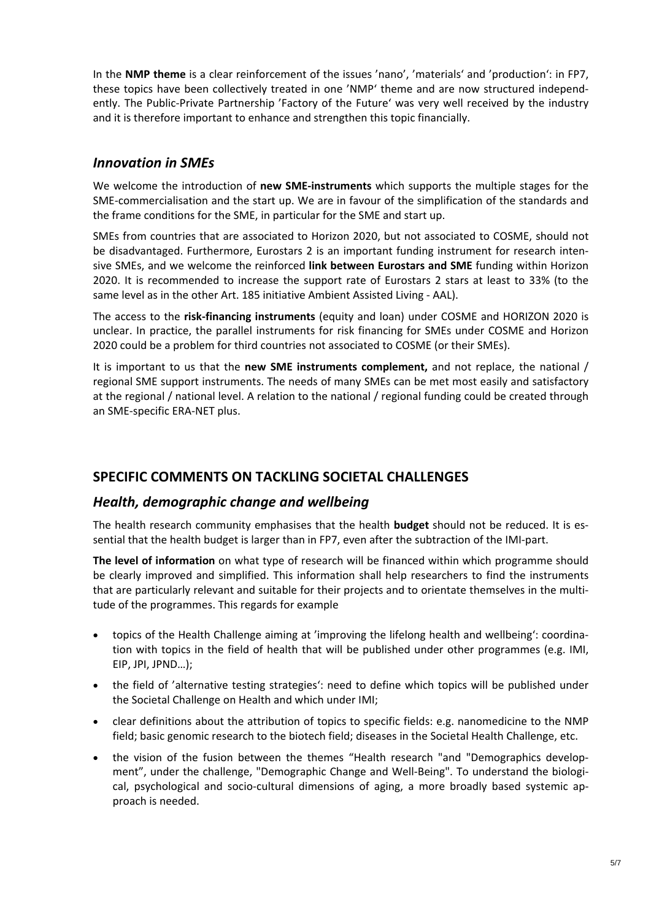In the **NMP theme** is a clear reinforcement of the issues 'nano', 'materials' and 'production': in FP7, these topics have been collectively treated in one 'NMP' theme and are now structured independently. The Public-Private Partnership 'Factory of the Future' was very well received by the industry and it is therefore important to enhance and strengthen this topic financially.

## *Innovation in SMEs*

We welcome the introduction of **new SME-instruments** which supports the multiple stages for the SME-commercialisation and the start up. We are in favour of the simplification of the standards and the frame conditions for the SME, in particular for the SME and start up.

SMEs from countries that are associated to Horizon 2020, but not associated to COSME, should not be disadvantaged. Furthermore, Eurostars 2 is an important funding instrument for research intensive SMEs, and we welcome the reinforced **link between Eurostars and SME** funding within Horizon 2020. It is recommended to increase the support rate of Eurostars 2 stars at least to 33% (to the same level as in the other Art. 185 initiative Ambient Assisted Living - AAL).

The access to the **risk-financing instruments** (equity and loan) under COSME and HORIZON 2020 is unclear. In practice, the parallel instruments for risk financing for SMEs under COSME and Horizon 2020 could be a problem for third countries not associated to COSME (or their SMEs).

It is important to us that the **new SME instruments complement,** and not replace, the national / regional SME support instruments. The needs of many SMEs can be met most easily and satisfactory at the regional / national level. A relation to the national / regional funding could be created through an SME-specific ERA-NET plus.

# SPECIFIC COMMENTS ON TACKLING SOCIETAL CHALLENGES

## *Health, demographic change and wellbeing*

The health research community emphasises that the health **budget** should not be reduced. It is essential that the health budget is larger than in FP7, even after the subtraction of the IMI-part.

**The level of information** on what type of research will be financed within which programme should be clearly improved and simplified. This information shall help researchers to find the instruments that are particularly relevant and suitable for their projects and to orientate themselves in the multitude of the programmes. This regards for example

- topics of the Health Challenge aiming at 'improving the lifelong health and wellbeing': coordination with topics in the field of health that will be published under other programmes (e.g. IMI, EIP, JPI, JPND…);
- the field of 'alternative testing strategies': need to define which topics will be published under the Societal Challenge on Health and which under IMI;
- clear definitions about the attribution of topics to specific fields: e.g. nanomedicine to the NMP field; basic genomic research to the biotech field; diseases in the Societal Health Challenge, etc.
- the vision of the fusion between the themes "Health research "and "Demographics development", under the challenge, "Demographic Change and Well-Being". To understand the biological, psychological and socio-cultural dimensions of aging, a more broadly based systemic approach is needed.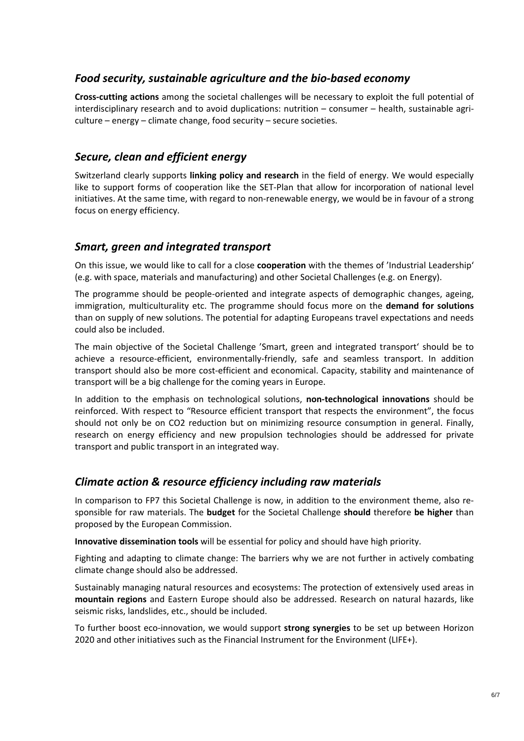## *Food security, sustainable agriculture and the bio-based economy*

**Cross-cutting actions** among the societal challenges will be necessary to exploit the full potential of interdisciplinary research and to avoid duplications: nutrition – consumer – health, sustainable agriculture – energy – climate change, food security – secure societies.

## *Secure, clean and efficient energy*

Switzerland clearly supports **linking policy and research** in the field of energy. We would especially like to support forms of cooperation like the SET-Plan that allow for incorporation of national level initiatives. At the same time, with regard to non-renewable energy, we would be in favour of a strong focus on energy efficiency.

## *Smart, green and integrated transport*

On this issue, we would like to call for a close **cooperation** with the themes of 'Industrial Leadership' (e.g. with space, materials and manufacturing) and other Societal Challenges (e.g. on Energy).

The programme should be people-oriented and integrate aspects of demographic changes, ageing, immigration, multiculturality etc. The programme should focus more on the **demand for solutions** than on supply of new solutions. The potential for adapting Europeans travel expectations and needs could also be included.

The main objective of the Societal Challenge 'Smart, green and integrated transport' should be to achieve a resource-efficient, environmentally-friendly, safe and seamless transport. In addition transport should also be more cost-efficient and economical. Capacity, stability and maintenance of transport will be a big challenge for the coming years in Europe.

In addition to the emphasis on technological solutions, **non-technological innovations** should be reinforced. With respect to "Resource efficient transport that respects the environment", the focus should not only be on $CO_2$ reduction but on minimizing resource consumption in general. Finally, research on energy efficiency and new propulsion technologies should be addressed for private transport and public transport in an integrated way.

## *Climate action & resource efficiency including raw materials*

In comparison to FP7 this Societal Challenge is now, in addition to the environment theme, also responsible for raw materials. The **budget** for the Societal Challenge **should** therefore **be higher** than proposed by the European Commission.

**Innovative dissemination tools** will be essential for policy and should have high priority.

Fighting and adapting to climate change: The barriers why we are not further in actively combating climate change should also be addressed.

Sustainably managing natural resources and ecosystems: The protection of extensively used areas in **mountain regions** and Eastern Europe should also be addressed. Research on natural hazards, like seismic risks, landslides, etc., should be included.

To further boost eco-innovation, we would support **strong synergies** to be set up between Horizon 2020 and other initiatives such as the Financial Instrument for the Environment (LIFE+).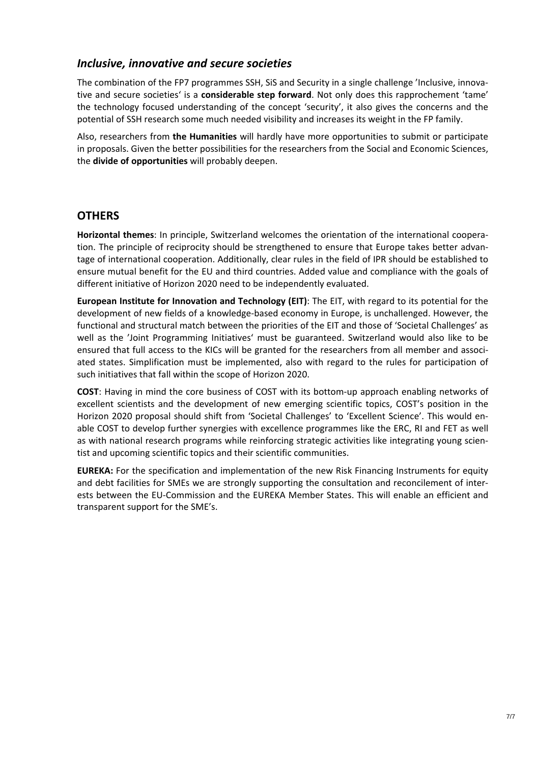## *Inclusive, innovative and secure societies*

The combination of the FP7 programmes SSH, SiS and Security in a single challenge 'Inclusive, innovative and secure societies' is a **considerable step forward**. Not only does this rapprochement 'tame' the technology focused understanding of the concept 'security', it also gives the concerns and the potential of SSH research some much needed visibility and increases its weight in the FP family.

Also, researchers from **the Humanities** will hardly have more opportunities to submit or participate in proposals. Given the better possibilities for the researchers from the Social and Economic Sciences, the **divide of opportunities** will probably deepen.

## OTHERS

**Horizontal themes**: In principle, Switzerland welcomes the orientation of the international cooperation. The principle of reciprocity should be strengthened to ensure that Europe takes better advantage of international cooperation. Additionally, clear rules in the field of IPR should be established to ensure mutual benefit for the EU and third countries. Added value and compliance with the goals of different initiative of Horizon 2020 need to be independently evaluated.

**European Institute for Innovation and Technology (EIT)**: The EIT, with regard to its potential for the development of new fields of a knowledge-based economy in Europe, is unchallenged. However, the functional and structural match between the priorities of the EIT and those of 'Societal Challenges' as well as the 'Joint Programming Initiatives' must be guaranteed. Switzerland would also like to be ensured that full access to the KICs will be granted for the researchers from all member and associated states. Simplification must be implemented, also with regard to the rules for participation of such initiatives that fall within the scope of Horizon 2020.

**COST**: Having in mind the core business of COST with its bottom-up approach enabling networks of excellent scientists and the development of new emerging scientific topics, COST's position in the Horizon 2020 proposal should shift from 'Societal Challenges' to 'Excellent Science'. This would enable COST to develop further synergies with excellence programmes like the ERC, RI and FET as well as with national research programs while reinforcing strategic activities like integrating young scientist and upcoming scientific topics and their scientific communities.

**EUREKA:** For the specification and implementation of the new Risk Financing Instruments for equity and debt facilities for SMEs we are strongly supporting the consultation and reconcilement of interests between the EU-Commission and the EUREKA Member States. This will enable an efficient and transparent support for the SME's.